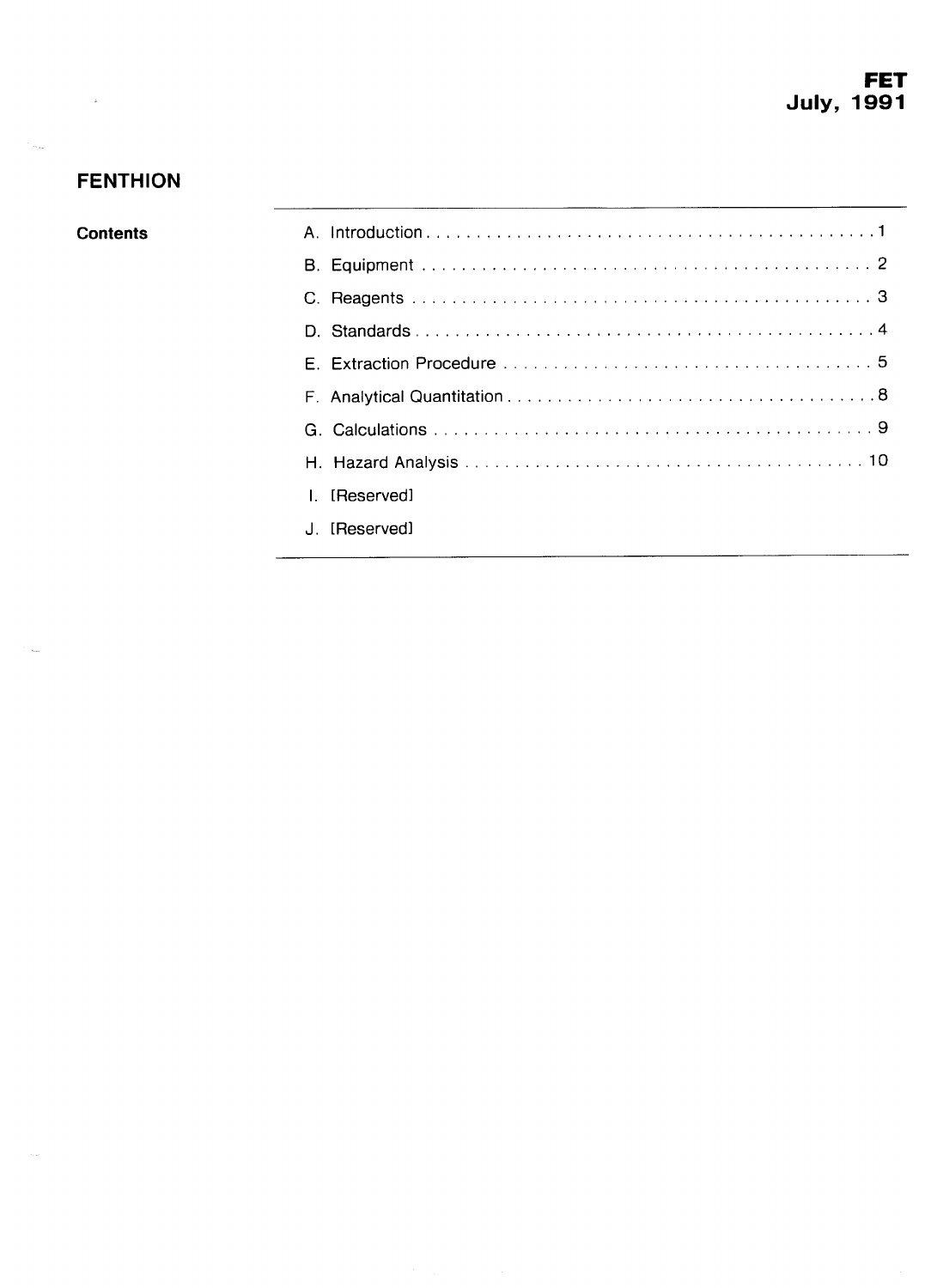**FET**
**July, 1991**

# FENTHION

**Contents**

| | |
|---|---|
| A. Introduction | 1 |
| B. Equipment | 2 |
| C. Reagents | 3 |
| D. Standards | 4 |
| E. Extraction Procedure | 5 |
| F. Analytical Quantitation | 8 |
| G. Calculations | 9 |
| H. Hazard Analysis | 10 |
| I. [Reserved] | |
| J. [Reserved] | |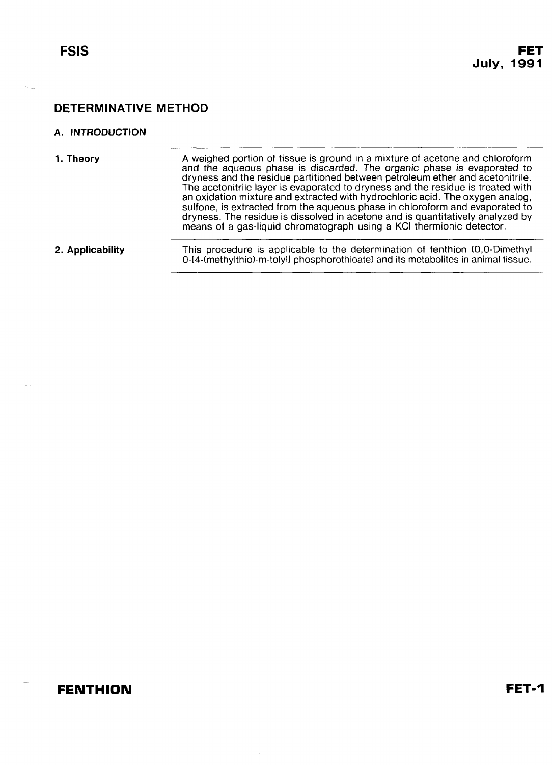## DETERMINATIVE METHOD

### A. INTRODUCTION

**1. Theory**

A weighed portion of tissue is ground in a mixture of acetone and chloroform and the aqueous phase is discarded. The organic phase is evaporated to dryness and the residue partitioned between petroleum ether and acetonitrile. The acetonitrile layer is evaporated to dryness and the residue is treated with an oxidation mixture and extracted with hydrochloric acid. The oxygen analog, sulfone, is extracted from the aqueous phase in chloroform and evaporated to dryness. The residue is dissolved in acetone and is quantitatively analyzed by means of a gas-liquid chromatograph using a KCl thermionic detector.

**2. Applicability**

This procedure is applicable to the determination of fenthion (O,O-Dimethyl O-[4-(methylthio)-m-tolyl] phosphorothioate) and its metabolites in animal tissue.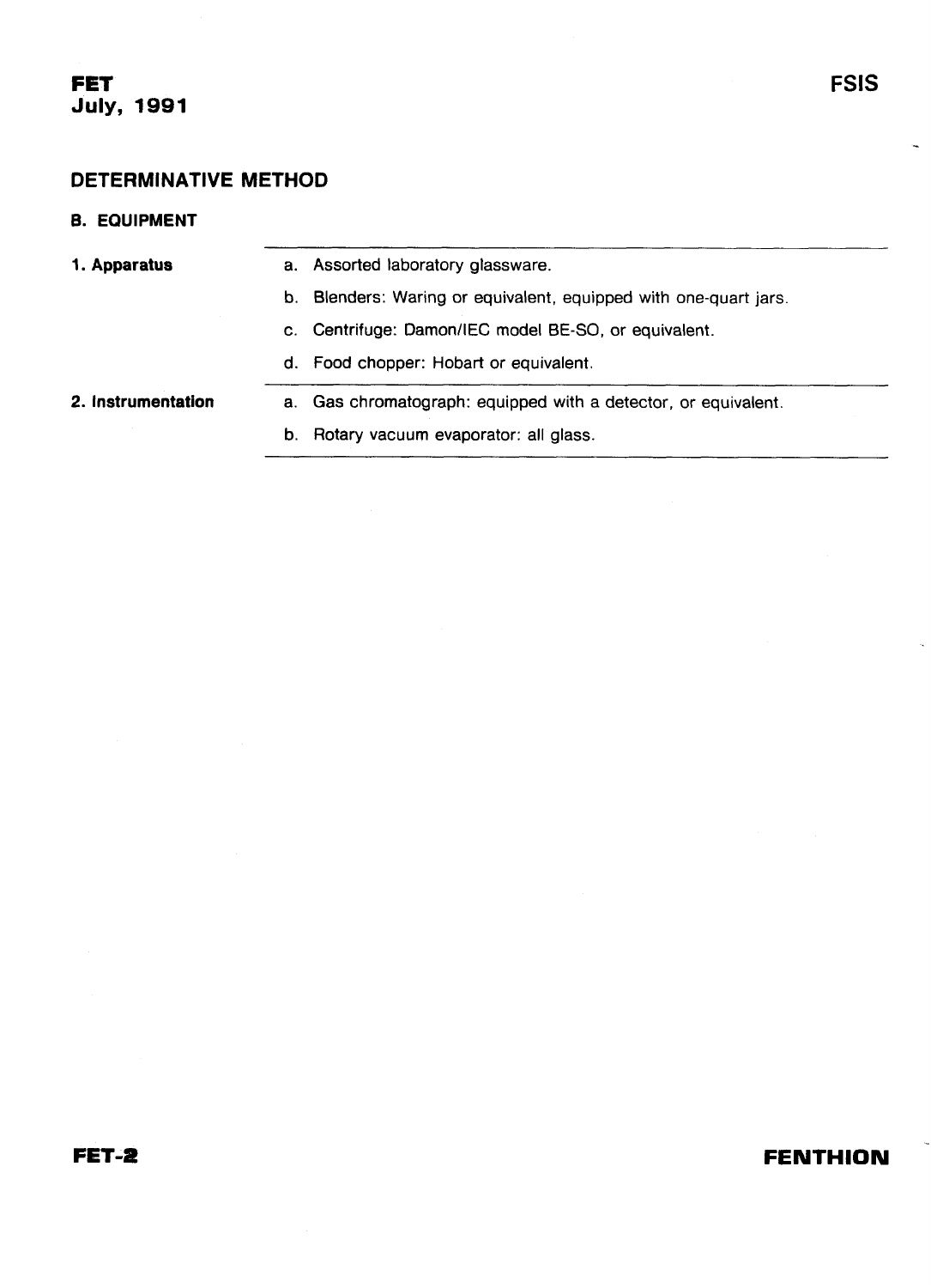## DETERMINATIVE METHOD

### B. EQUIPMENT

| | |
|---|---|
| **1. Apparatus** | a. Assorted laboratory glassware.<br>b. Blenders: Waring or equivalent, equipped with one-quart jars.<br>c. Centrifuge: Damon/IEC model BE-SO, or equivalent.<br>d. Food chopper: Hobart or equivalent. |
| **2. Instrumentation** | a. Gas chromatograph: equipped with a detector, or equivalent.<br>b. Rotary vacuum evaporator: all glass. |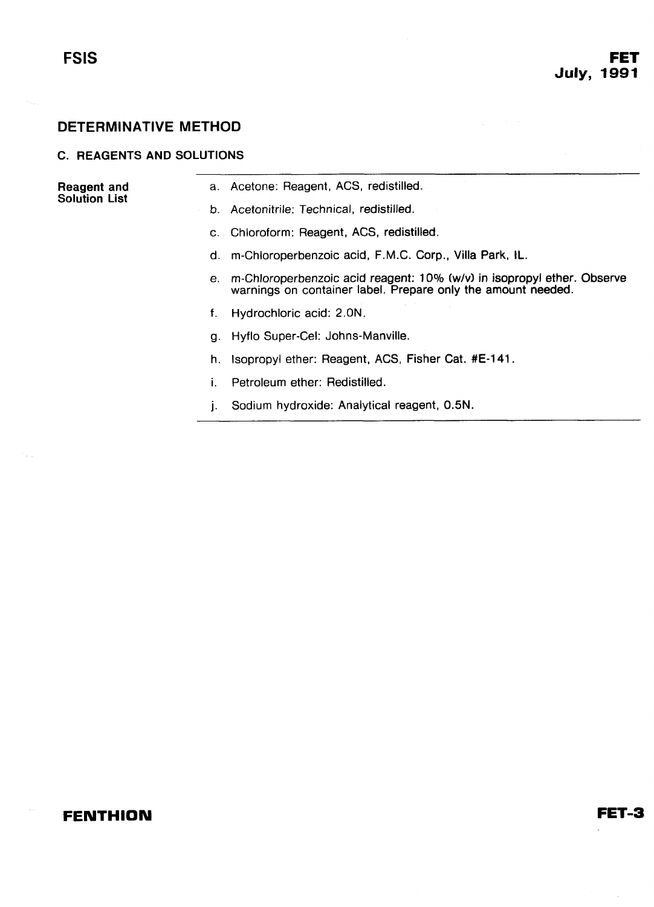## DETERMINATIVE METHOD

### C. REAGENTS AND SOLUTIONS

**Reagent and Solution List**

a. Acetone: Reagent, ACS, redistilled.

b. Acetonitrile: Technical, redistilled.

c. Chloroform: Reagent, ACS, redistilled.

d. m-Chloroperbenzoic acid, F.M.C. Corp., Villa Park, IL.

e. m-Chloroperbenzoic acid reagent: 10% (w/v) in isopropyl ether. Observe warnings on container label. Prepare only the amount needed.

f. Hydrochloric acid: 2.0N.

g. Hyflo Super-Cel: Johns-Manville.

h. Isopropyl ether: Reagent, ACS, Fisher Cat. #E-141.

i. Petroleum ether: Redistilled.

j. Sodium hydroxide: Analytical reagent, 0.5N.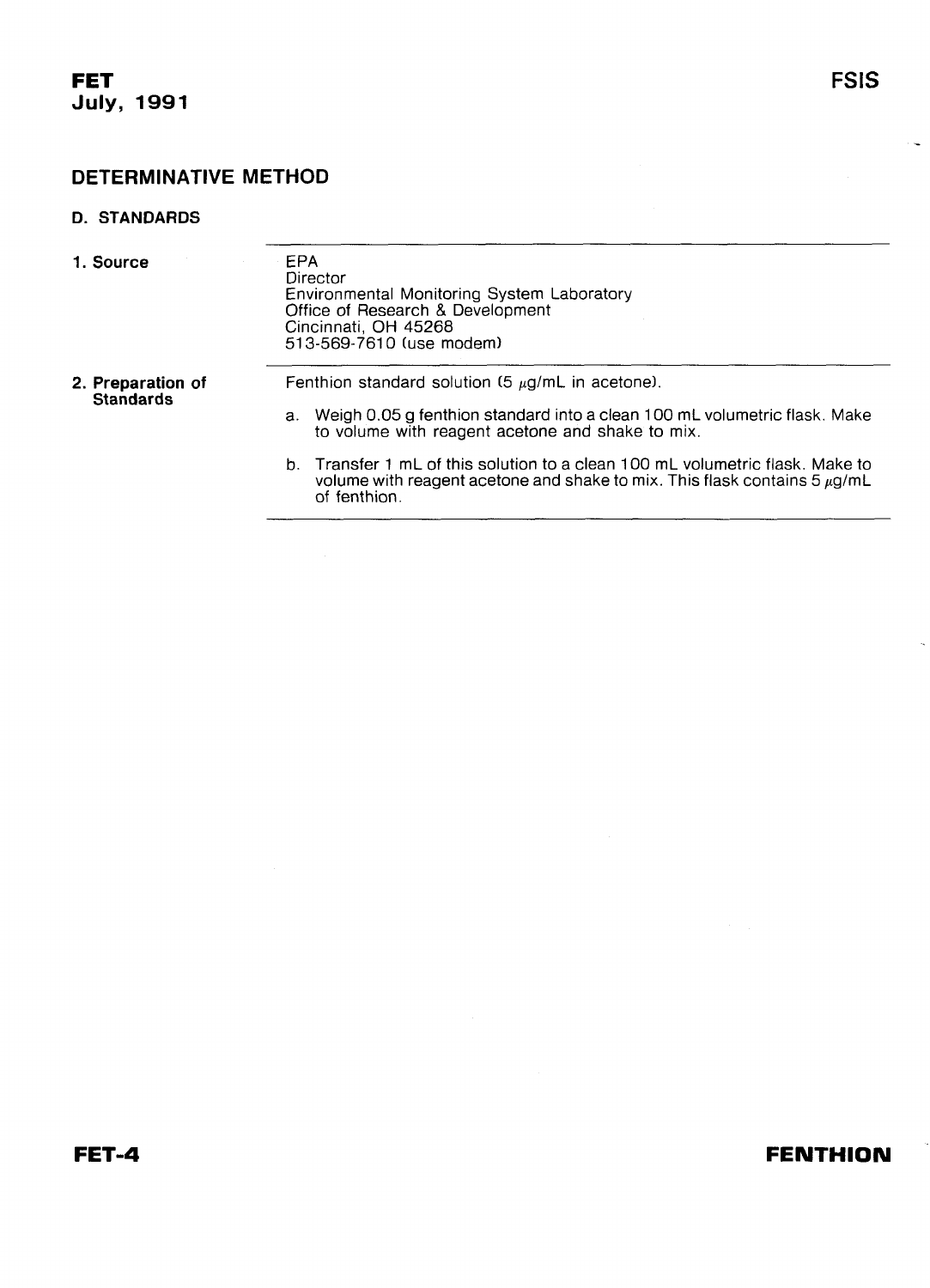## DETERMINATIVE METHOD

### D. STANDARDS

**1. Source**

EPA
Director
Environmental Monitoring System Laboratory
Office of Research & Development
Cincinnati, OH 45268
513-569-7610 (use modem)

**2. Preparation of Standards**

Fenthion standard solution (5 μg/mL in acetone).

a. Weigh 0.05 g fenthion standard into a clean 100 mL volumetric flask. Make to volume with reagent acetone and shake to mix.

b. Transfer 1 mL of this solution to a clean 100 mL volumetric flask. Make to volume with reagent acetone and shake to mix. This flask contains 5 μg/mL of fenthion.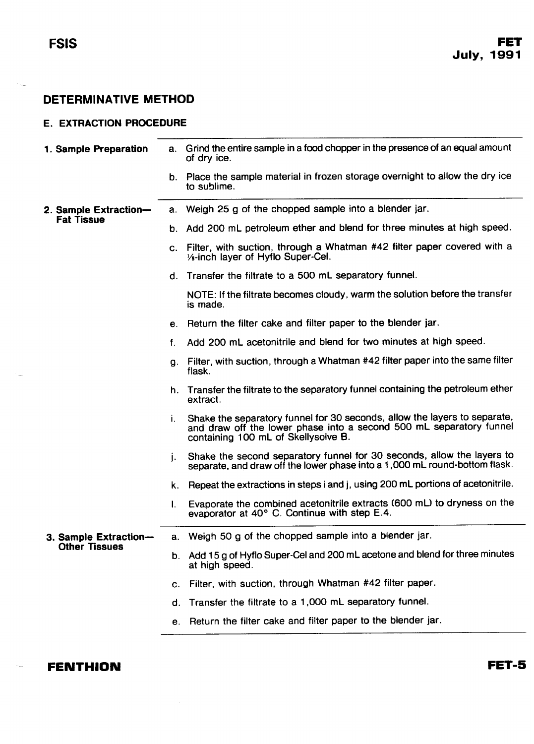## DETERMINATIVE METHOD

### E. EXTRACTION PROCEDURE

**1. Sample Preparation**

a. Grind the entire sample in a food chopper in the presence of an equal amount of dry ice.

b. Place the sample material in frozen storage overnight to allow the dry ice to sublime.

**2. Sample Extraction— Fat Tissue**

a. Weigh 25 g of the chopped sample into a blender jar.

b. Add 200 mL petroleum ether and blend for three minutes at high speed.

c. Filter, with suction, through a Whatman #42 filter paper covered with a ⅛-inch layer of Hyflo Super-Cel.

d. Transfer the filtrate to a 500 mL separatory funnel.

NOTE: If the filtrate becomes cloudy, warm the solution before the transfer is made.

e. Return the filter cake and filter paper to the blender jar.

f. Add 200 mL acetonitrile and blend for two minutes at high speed.

g. Filter, with suction, through a Whatman #42 filter paper into the same filter flask.

h. Transfer the filtrate to the separatory funnel containing the petroleum ether extract.

i. Shake the separatory funnel for 30 seconds, allow the layers to separate, and draw off the lower phase into a second 500 mL separatory funnel containing 100 mL of Skellysolve B.

j. Shake the second separatory funnel for 30 seconds, allow the layers to separate, and draw off the lower phase into a 1,000 mL round-bottom flask.

k. Repeat the extractions in steps i and j, using 200 mL portions of acetonitrile.

l. Evaporate the combined acetonitrile extracts (600 mL) to dryness on the evaporator at 40° C. Continue with step E.4.

**3. Sample Extraction— Other Tissues**

a. Weigh 50 g of the chopped sample into a blender jar.

b. Add 15 g of Hyflo Super-Cel and 200 mL acetone and blend for three minutes at high speed.

c. Filter, with suction, through Whatman #42 filter paper.

d. Transfer the filtrate to a 1,000 mL separatory funnel.

e. Return the filter cake and filter paper to the blender jar.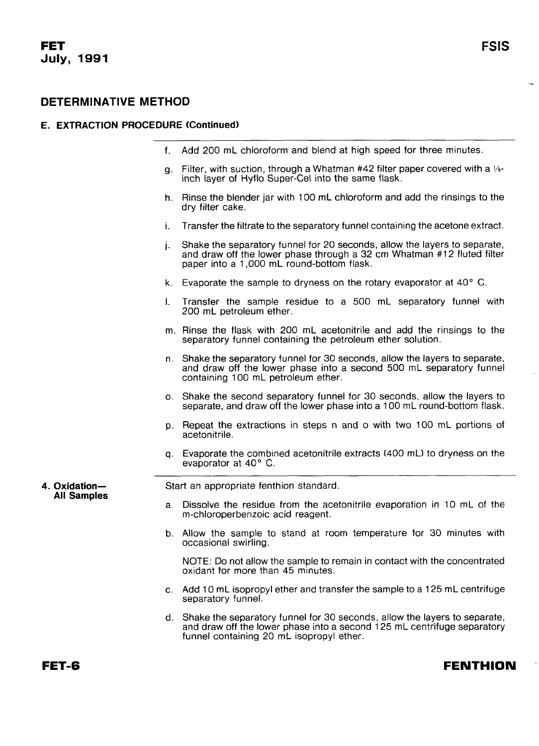## DETERMINATIVE METHOD

### E. EXTRACTION PROCEDURE (Continued)

f. Add 200 mL chloroform and blend at high speed for three minutes.

g. Filter, with suction, through a Whatman #42 filter paper covered with a 1/8-inch layer of Hyflo Super-Cel into the same flask.

h. Rinse the blender jar with 100 mL chloroform and add the rinsings to the dry filter cake.

i. Transfer the filtrate to the separatory funnel containing the acetone extract.

j. Shake the separatory funnel for 20 seconds, allow the layers to separate, and draw off the lower phase through a 32 cm Whatman #12 fluted filter paper into a 1,000 mL round-bottom flask.

k. Evaporate the sample to dryness on the rotary evaporator at 40° C.

l. Transfer the sample residue to a 500 mL separatory funnel with 200 mL petroleum ether.

m. Rinse the flask with 200 mL acetonitrile and add the rinsings to the separatory funnel containing the petroleum ether solution.

n. Shake the separatory funnel for 30 seconds, allow the layers to separate, and draw off the lower phase into a second 500 mL separatory funnel containing 100 mL petroleum ether.

o. Shake the second separatory funnel for 30 seconds, allow the layers to separate, and draw off the lower phase into a 100 mL round-bottom flask.

p. Repeat the extractions in steps n and o with two 100 mL portions of acetonitrile.

q. Evaporate the combined acetonitrile extracts (400 mL) to dryness on the evaporator at 40° C.

**4. Oxidation— All Samples**

Start an appropriate fenthion standard.

a. Dissolve the residue from the acetonitrile evaporation in 10 mL of the m-chloroperbenzoic acid reagent.

b. Allow the sample to stand at room temperature for 30 minutes with occasional swirling.

NOTE: Do not allow the sample to remain in contact with the concentrated oxidant for more than 45 minutes.

c. Add 10 mL isopropyl ether and transfer the sample to a 125 mL centrifuge separatory funnel.

d. Shake the separatory funnel for 30 seconds, allow the layers to separate, and draw off the lower phase into a second 125 mL centrifuge separatory funnel containing 20 mL isopropyl ether.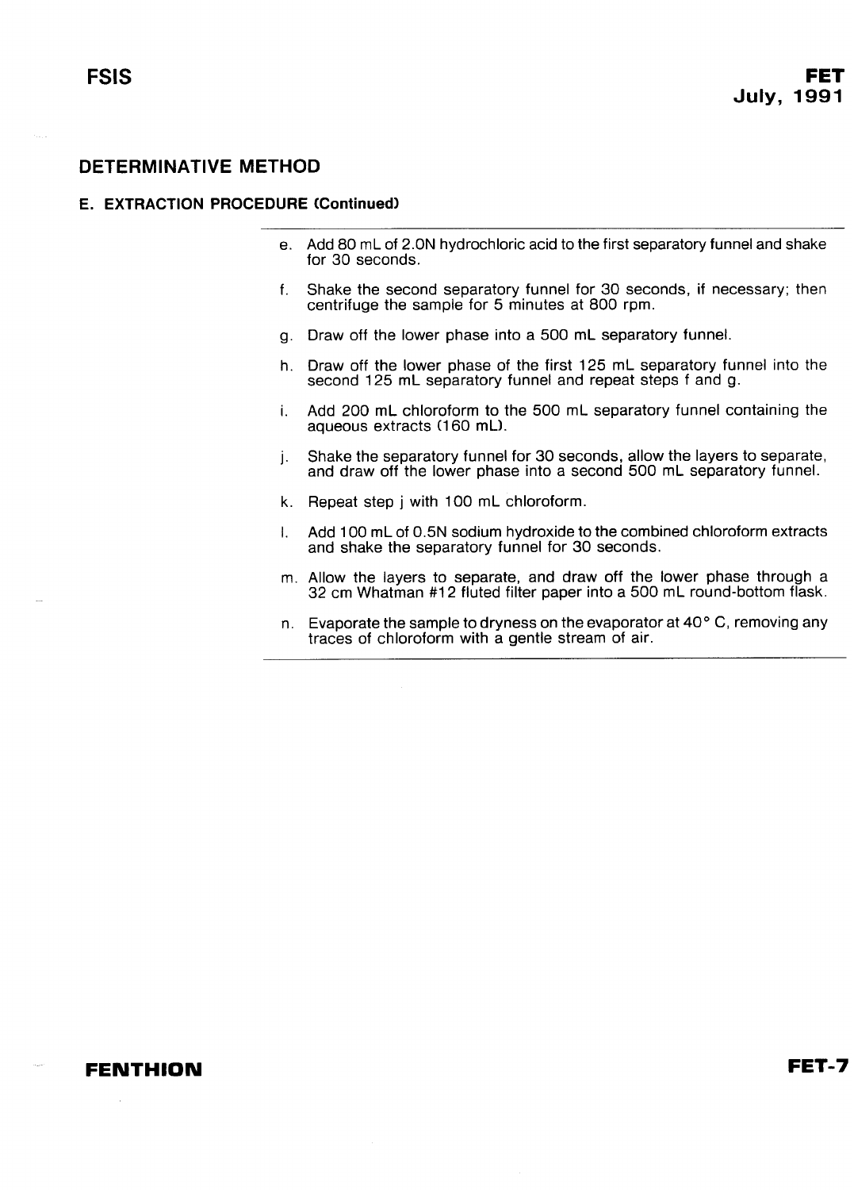## DETERMINATIVE METHOD

### E. EXTRACTION PROCEDURE (Continued)

e. Add 80 mL of 2.0N hydrochloric acid to the first separatory funnel and shake for 30 seconds.

f. Shake the second separatory funnel for 30 seconds, if necessary; then centrifuge the sample for 5 minutes at 800 rpm.

g. Draw off the lower phase into a 500 mL separatory funnel.

h. Draw off the lower phase of the first 125 mL separatory funnel into the second 125 mL separatory funnel and repeat steps f and g.

i. Add 200 mL chloroform to the 500 mL separatory funnel containing the aqueous extracts (160 mL).

j. Shake the separatory funnel for 30 seconds, allow the layers to separate, and draw off the lower phase into a second 500 mL separatory funnel.

k. Repeat step j with 100 mL chloroform.

l. Add 100 mL of 0.5N sodium hydroxide to the combined chloroform extracts and shake the separatory funnel for 30 seconds.

m. Allow the layers to separate, and draw off the lower phase through a 32 cm Whatman #12 fluted filter paper into a 500 mL round-bottom flask.

n. Evaporate the sample to dryness on the evaporator at 40° C, removing any traces of chloroform with a gentle stream of air.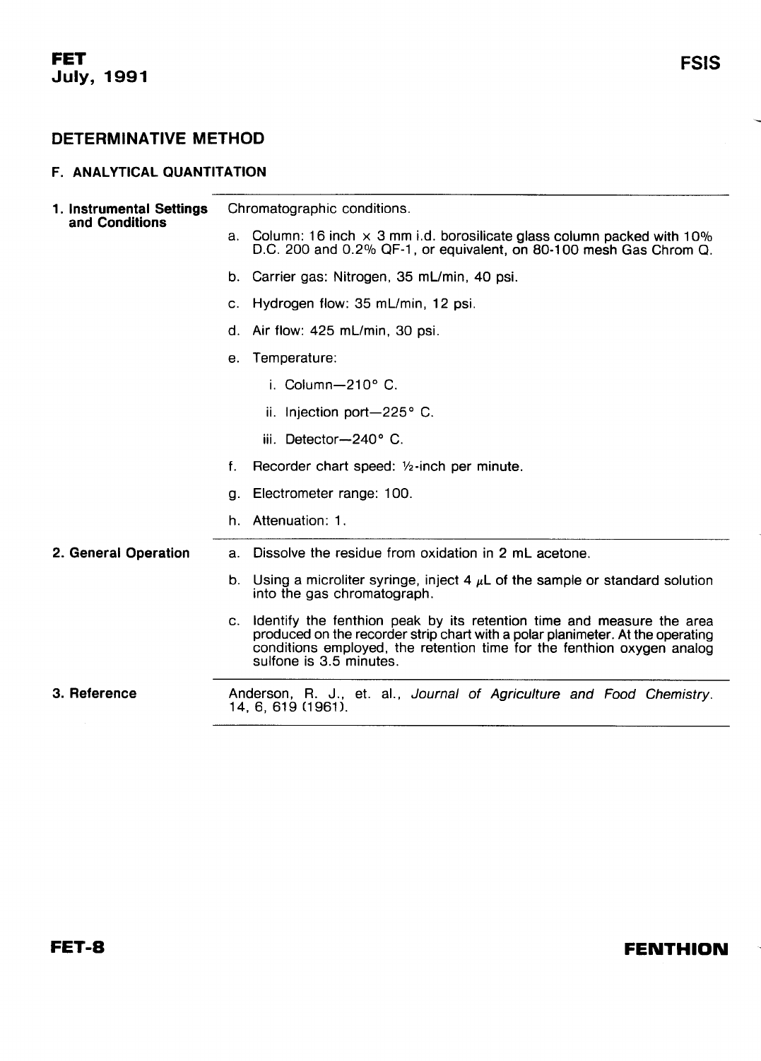## DETERMINATIVE METHOD

### F. ANALYTICAL QUANTITATION

**1. Instrumental Settings and Conditions**

Chromatographic conditions.

a. Column: 16 inch × 3 mm i.d. borosilicate glass column packed with 10% D.C. 200 and 0.2% QF-1, or equivalent, on 80-100 mesh Gas Chrom Q.

b. Carrier gas: Nitrogen, 35 mL/min, 40 psi.

c. Hydrogen flow: 35 mL/min, 12 psi.

d. Air flow: 425 mL/min, 30 psi.

e. Temperature:

  i. Column—210° C.

  ii. Injection port—225° C.

  iii. Detector—240° C.

f. Recorder chart speed: ½-inch per minute.

g. Electrometer range: 100.

h. Attenuation: 1.

**2. General Operation**

a. Dissolve the residue from oxidation in 2 mL acetone.

b. Using a microliter syringe, inject 4 $\mu$L of the sample or standard solution into the gas chromatograph.

c. Identify the fenthion peak by its retention time and measure the area produced on the recorder strip chart with a polar planimeter. At the operating conditions employed, the retention time for the fenthion oxygen analog sulfone is 3.5 minutes.

**3. Reference**

Anderson, R. J., et. al., *Journal of Agriculture and Food Chemistry.* 14, 6, 619 (1961).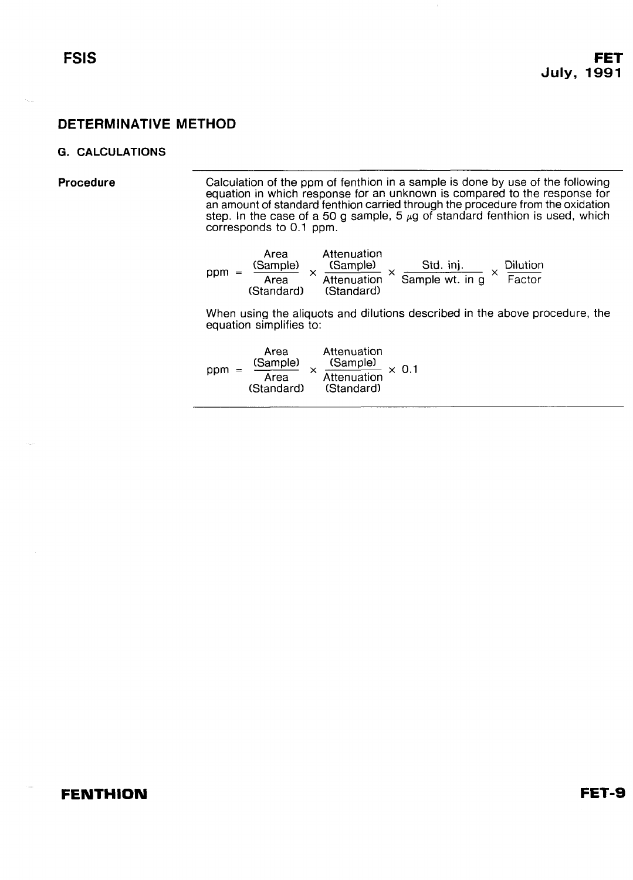## DETERMINATIVE METHOD

### G. CALCULATIONS

**Procedure**

Calculation of the ppm of fenthion in a sample is done by use of the following equation in which response for an unknown is compared to the response for an amount of standard fenthion carried through the procedure from the oxidation step. In the case of a 50 g sample, 5 $\mu$g of standard fenthion is used, which corresponds to 0.1 ppm.

$$\text{ppm} = \frac{\text{Area (Sample)}}{\text{Area (Standard)}} \times \frac{\text{Attenuation (Sample)}}{\text{Attenuation (Standard)}} \times \frac{\text{Std. inj.}}{\text{Sample wt. in g}} \times \text{Dilution Factor}$$

When using the aliquots and dilutions described in the above procedure, the equation simplifies to:

$$\text{ppm} = \frac{\text{Area (Sample)}}{\text{Area (Standard)}} \times \frac{\text{Attenuation (Sample)}}{\text{Attenuation (Standard)}} \times 0.1$$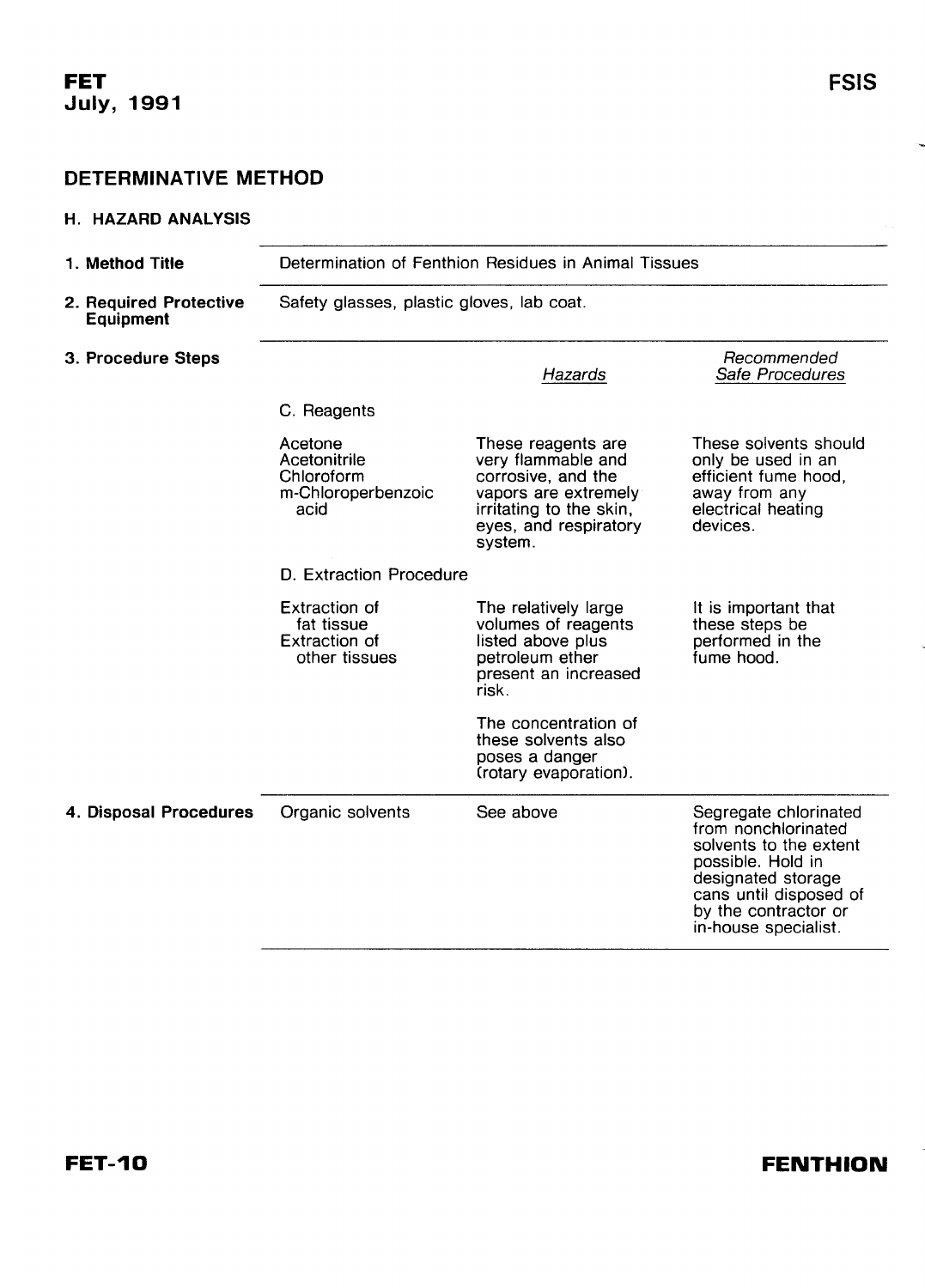## DETERMINATIVE METHOD

### H. HAZARD ANALYSIS

| | | | |
|---|---|---|---|
| **1. Method Title** | Determination of Fenthion Residues in Animal Tissues | | |
| **2. Required Protective Equipment** | Safety glasses, plastic gloves, lab coat. | | |
| **3. Procedure Steps** | | *Hazards* | *Recommended Safe Procedures* |
| | C. Reagents | | |
| | Acetone<br>Acetonitrile<br>Chloroform<br>m-Chloroperbenzoic acid | These reagents are very flammable and corrosive, and the vapors are extremely irritating to the skin, eyes, and respiratory system. | These solvents should only be used in an efficient fume hood, away from any electrical heating devices. |
| | D. Extraction Procedure | | |
| | Extraction of fat tissue<br>Extraction of other tissues | The relatively large volumes of reagents listed above plus petroleum ether present an increased risk.<br><br>The concentration of these solvents also poses a danger (rotary evaporation). | It is important that these steps be performed in the fume hood. |
| **4. Disposal Procedures** | Organic solvents | See above | Segregate chlorinated from nonchlorinated solvents to the extent possible. Hold in designated storage cans until disposed of by the contractor or in-house specialist. |